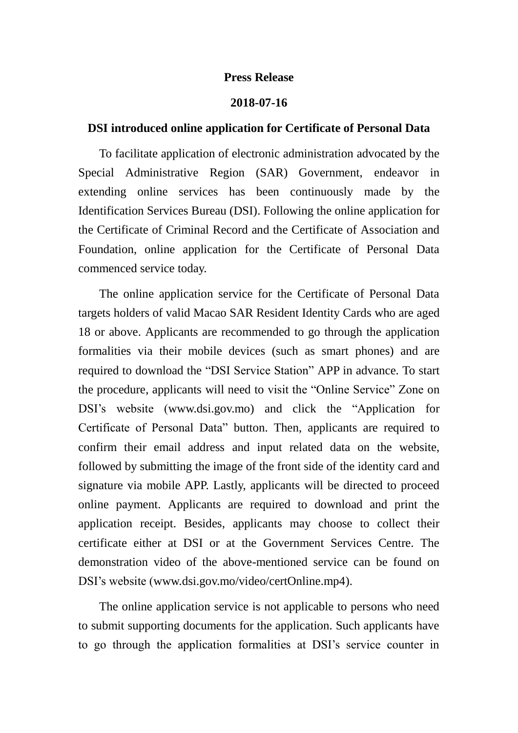**Press Release**

**2018-07-16**

# DSI introduced online application for Certificate of Personal Data

To facilitate application of electronic administration advocated by the Special Administrative Region (SAR) Government, endeavor in extending online services has been continuously made by the Identification Services Bureau (DSI). Following the online application for the Certificate of Criminal Record and the Certificate of Association and Foundation, online application for the Certificate of Personal Data commenced service today.

The online application service for the Certificate of Personal Data targets holders of valid Macao SAR Resident Identity Cards who are aged 18 or above. Applicants are recommended to go through the application formalities via their mobile devices (such as smart phones) and are required to download the "DSI Service Station" APP in advance. To start the procedure, applicants will need to visit the "Online Service" Zone on DSI's website (www.dsi.gov.mo) and click the "Application for Certificate of Personal Data" button. Then, applicants are required to confirm their email address and input related data on the website, followed by submitting the image of the front side of the identity card and signature via mobile APP. Lastly, applicants will be directed to proceed online payment. Applicants are required to download and print the application receipt. Besides, applicants may choose to collect their certificate either at DSI or at the Government Services Centre. The demonstration video of the above-mentioned service can be found on DSI's website (www.dsi.gov.mo/video/certOnline.mp4).

The online application service is not applicable to persons who need to submit supporting documents for the application. Such applicants have to go through the application formalities at DSI's service counter in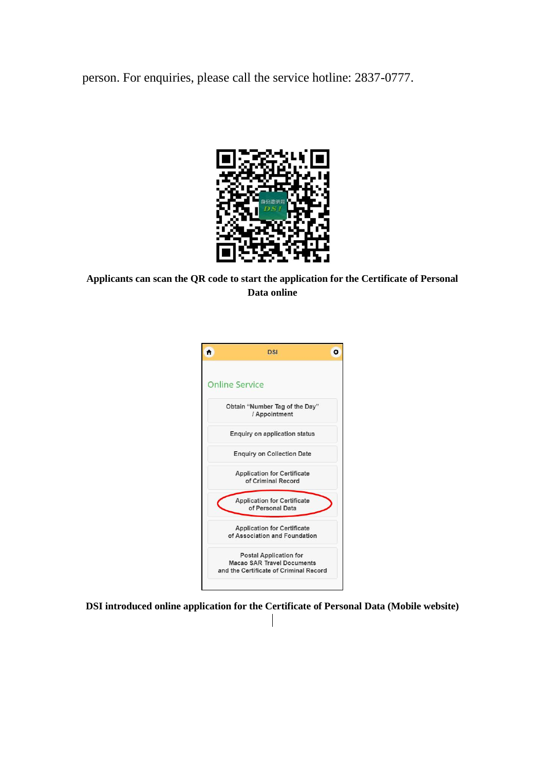person. For enquiries, please call the service hotline: 2837-0777.

**Applicants can scan the QR code to start the application for the Certificate of Personal Data online**

DSI

Online Service

Obtain "Number Tag of the Day" / Appointment

Enquiry on application status

Enquiry on Collection Date

Application for Certificate of Criminal Record

Application for Certificate of Personal Data

Application for Certificate of Association and Foundation

Postal Application for Macao SAR Travel Documents and the Certificate of Criminal Record

**DSI introduced online application for the Certificate of Personal Data (Mobile website)**